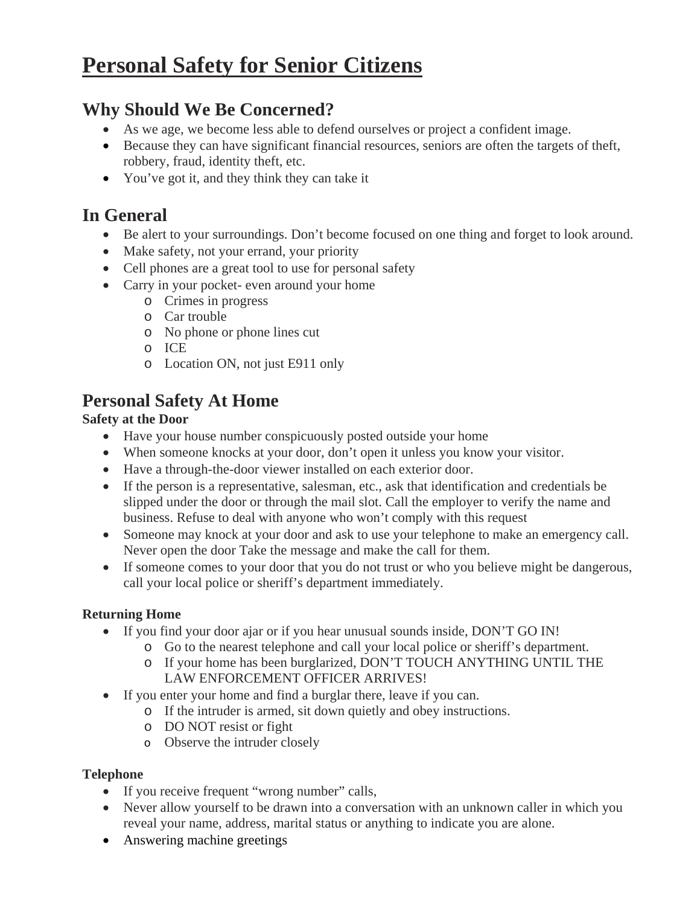# Personal Safety for Senior Citizens

## Why Should We Be Concerned?

- As we age, we become less able to defend ourselves or project a confident image.
- Because they can have significant financial resources, seniors are often the targets of theft, robbery, fraud, identity theft, etc.
- You've got it, and they think they can take it

## In General

- Be alert to your surroundings. Don't become focused on one thing and forget to look around.
- Make safety, not your errand, your priority
- Cell phones are a great tool to use for personal safety
- Carry in your pocket- even around your home
  - Crimes in progress
  - Car trouble
  - No phone or phone lines cut
  - ICE
  - Location ON, not just E911 only

## Personal Safety At Home

**Safety at the Door**

- Have your house number conspicuously posted outside your home
- When someone knocks at your door, don't open it unless you know your visitor.
- Have a through-the-door viewer installed on each exterior door.
- If the person is a representative, salesman, etc., ask that identification and credentials be slipped under the door or through the mail slot. Call the employer to verify the name and business. Refuse to deal with anyone who won't comply with this request
- Someone may knock at your door and ask to use your telephone to make an emergency call. Never open the door Take the message and make the call for them.
- If someone comes to your door that you do not trust or who you believe might be dangerous, call your local police or sheriff's department immediately.

**Returning Home**

- If you find your door ajar or if you hear unusual sounds inside, DON'T GO IN!
  - Go to the nearest telephone and call your local police or sheriff's department.
  - If your home has been burglarized, DON'T TOUCH ANYTHING UNTIL THE LAW ENFORCEMENT OFFICER ARRIVES!
- If you enter your home and find a burglar there, leave if you can.
  - If the intruder is armed, sit down quietly and obey instructions.
  - DO NOT resist or fight
  - Observe the intruder closely

**Telephone**

- If you receive frequent "wrong number" calls,
- Never allow yourself to be drawn into a conversation with an unknown caller in which you reveal your name, address, marital status or anything to indicate you are alone.
- Answering machine greetings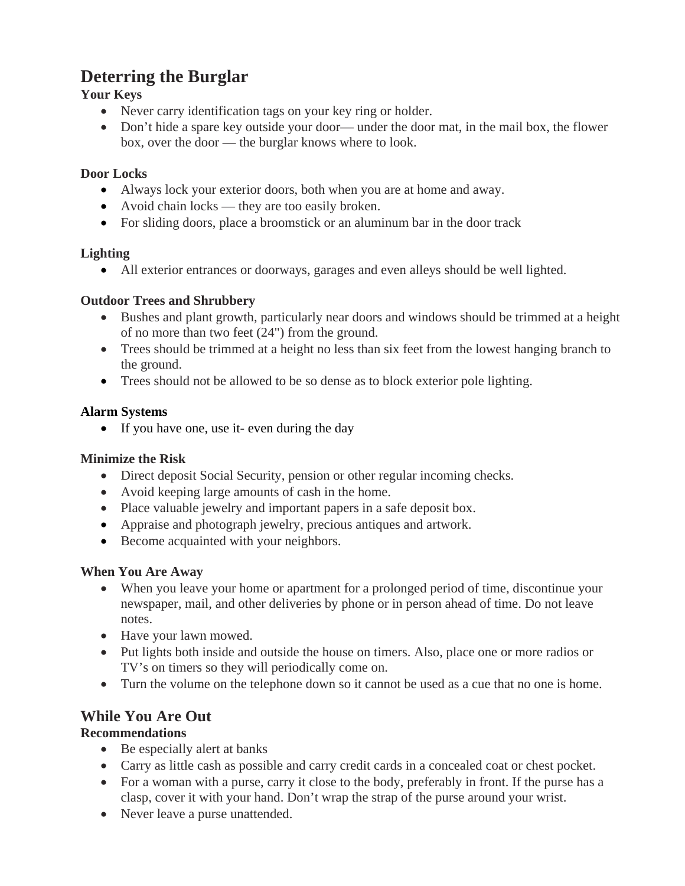## Deterring the Burglar

**Your Keys**

- Never carry identification tags on your key ring or holder.
- Don't hide a spare key outside your door— under the door mat, in the mail box, the flower box, over the door — the burglar knows where to look.

**Door Locks**

- Always lock your exterior doors, both when you are at home and away.
- Avoid chain locks — they are too easily broken.
- For sliding doors, place a broomstick or an aluminum bar in the door track

**Lighting**

- All exterior entrances or doorways, garages and even alleys should be well lighted.

**Outdoor Trees and Shrubbery**

- Bushes and plant growth, particularly near doors and windows should be trimmed at a height of no more than two feet (24") from the ground.
- Trees should be trimmed at a height no less than six feet from the lowest hanging branch to the ground.
- Trees should not be allowed to be so dense as to block exterior pole lighting.

**Alarm Systems**

- If you have one, use it- even during the day

**Minimize the Risk**

- Direct deposit Social Security, pension or other regular incoming checks.
- Avoid keeping large amounts of cash in the home.
- Place valuable jewelry and important papers in a safe deposit box.
- Appraise and photograph jewelry, precious antiques and artwork.
- Become acquainted with your neighbors.

**When You Are Away**

- When you leave your home or apartment for a prolonged period of time, discontinue your newspaper, mail, and other deliveries by phone or in person ahead of time. Do not leave notes.
- Have your lawn mowed.
- Put lights both inside and outside the house on timers. Also, place one or more radios or TV's on timers so they will periodically come on.
- Turn the volume on the telephone down so it cannot be used as a cue that no one is home.

## While You Are Out

**Recommendations**

- Be especially alert at banks
- Carry as little cash as possible and carry credit cards in a concealed coat or chest pocket.
- For a woman with a purse, carry it close to the body, preferably in front. If the purse has a clasp, cover it with your hand. Don't wrap the strap of the purse around your wrist.
- Never leave a purse unattended.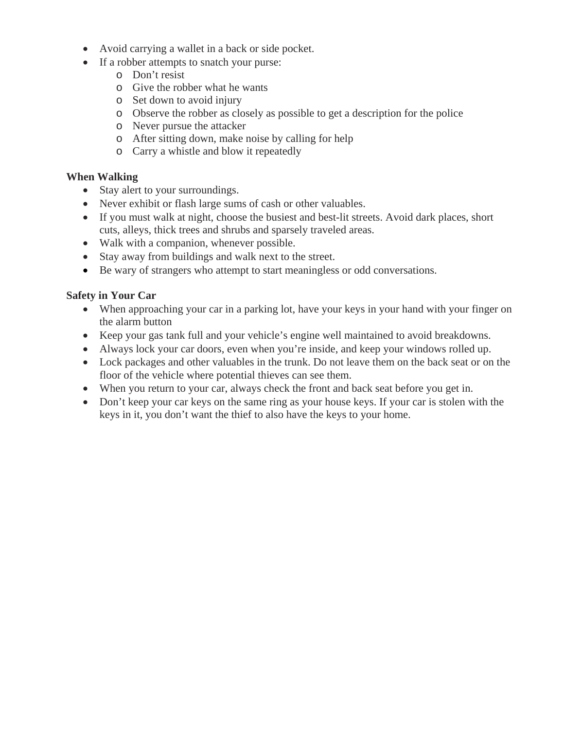- Avoid carrying a wallet in a back or side pocket.
- If a robber attempts to snatch your purse:
  - Don't resist
  - Give the robber what he wants
  - Set down to avoid injury
  - Observe the robber as closely as possible to get a description for the police
  - Never pursue the attacker
  - After sitting down, make noise by calling for help
  - Carry a whistle and blow it repeatedly

**When Walking**

- Stay alert to your surroundings.
- Never exhibit or flash large sums of cash or other valuables.
- If you must walk at night, choose the busiest and best-lit streets. Avoid dark places, short cuts, alleys, thick trees and shrubs and sparsely traveled areas.
- Walk with a companion, whenever possible.
- Stay away from buildings and walk next to the street.
- Be wary of strangers who attempt to start meaningless or odd conversations.

**Safety in Your Car**

- When approaching your car in a parking lot, have your keys in your hand with your finger on the alarm button
- Keep your gas tank full and your vehicle's engine well maintained to avoid breakdowns.
- Always lock your car doors, even when you're inside, and keep your windows rolled up.
- Lock packages and other valuables in the trunk. Do not leave them on the back seat or on the floor of the vehicle where potential thieves can see them.
- When you return to your car, always check the front and back seat before you get in.
- Don't keep your car keys on the same ring as your house keys. If your car is stolen with the keys in it, you don't want the thief to also have the keys to your home.